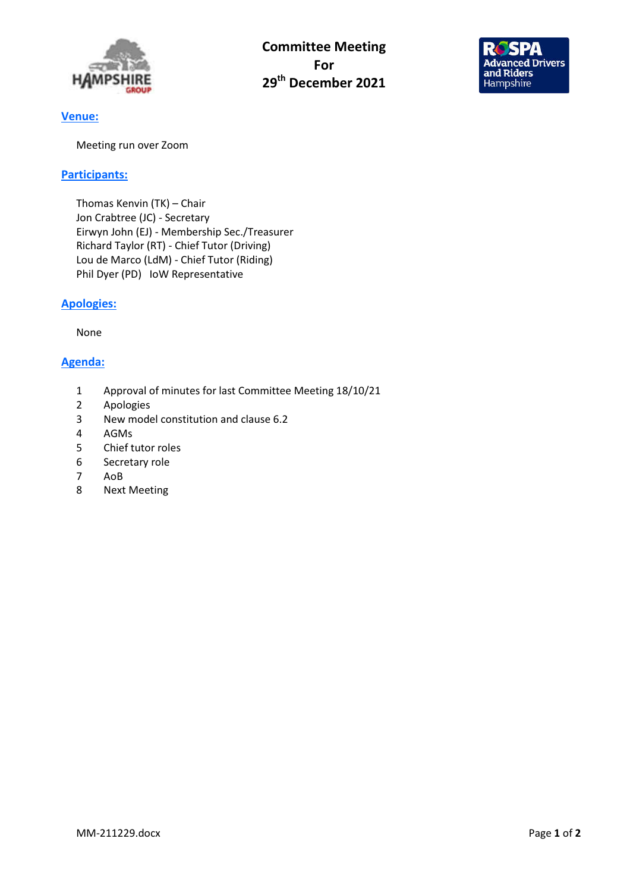# Committee Meeting For 29th December 2021

## Venue:

Meeting run over Zoom

## Participants:

Thomas Kenvin (TK) – Chair
Jon Crabtree (JC) - Secretary
Eirwyn John (EJ) - Membership Sec./Treasurer
Richard Taylor (RT) - Chief Tutor (Driving)
Lou de Marco (LdM) - Chief Tutor (Riding)
Phil Dyer (PD) IoW Representative

## Apologies:

None

## Agenda:

1. Approval of minutes for last Committee Meeting 18/10/21
2. Apologies
3. New model constitution and clause 6.2
4. AGMs
5. Chief tutor roles
6. Secretary role
7. AoB
8. Next Meeting

MM-211229.docx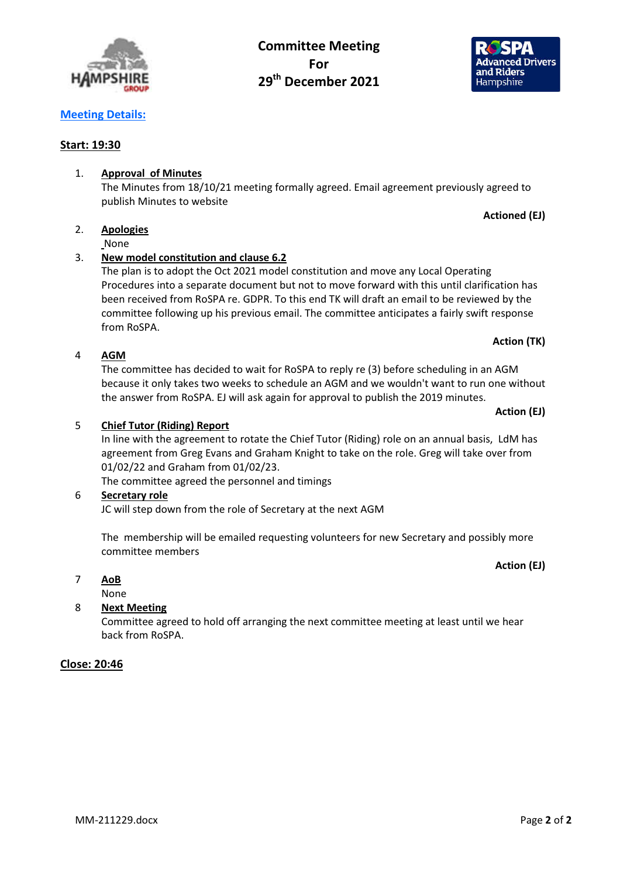# Committee Meeting
# For
# 29th December 2021

## Meeting Details:

**Start: 19:30**

1. **Approval of Minutes**
   The Minutes from 18/10/21 meeting formally agreed. Email agreement previously agreed to publish Minutes to website

   **Actioned (EJ)**

2. **Apologies**
   None

3. **New model constitution and clause 6.2**
   The plan is to adopt the Oct 2021 model constitution and move any Local Operating Procedures into a separate document but not to move forward with this until clarification has been received from RoSPA re. GDPR. To this end TK will draft an email to be reviewed by the committee following up his previous email. The committee anticipates a fairly swift response from RoSPA.

   **Action (TK)**

4. **AGM**
   The committee has decided to wait for RoSPA to reply re (3) before scheduling in an AGM because it only takes two weeks to schedule an AGM and we wouldn't want to run one without the answer from RoSPA. EJ will ask again for approval to publish the 2019 minutes.

   **Action (EJ)**

5. **Chief Tutor (Riding) Report**
   In line with the agreement to rotate the Chief Tutor (Riding) role on an annual basis, LdM has agreement from Greg Evans and Graham Knight to take on the role. Greg will take over from 01/02/22 and Graham from 01/02/23.
   The committee agreed the personnel and timings

6. **Secretary role**
   JC will step down from the role of Secretary at the next AGM

   The membership will be emailed requesting volunteers for new Secretary and possibly more committee members

   **Action (EJ)**

7. **AoB**
   None

8. **Next Meeting**
   Committee agreed to hold off arranging the next committee meeting at least until we hear back from RoSPA.

**Close: 20:46**